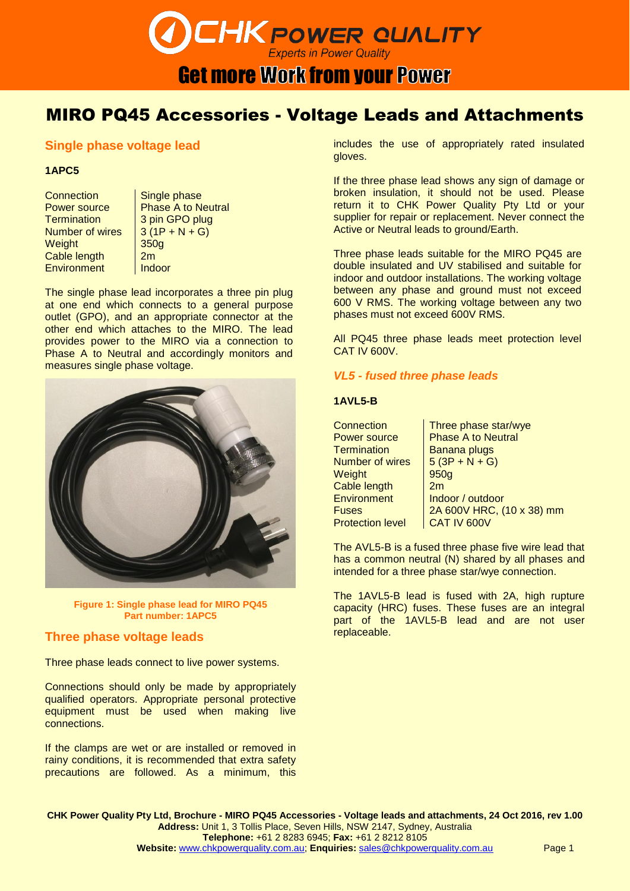# MIRO PQ45 Accessories - Voltage Leads and Attachments

## Single phase voltage lead

**1APC5**

| | |
|---|---|
| Connection | Single phase |
| Power source | Phase A to Neutral |
| Termination | 3 pin GPO plug |
| Number of wires | 3 (1P + N + G) |
| Weight | 350g |
| Cable length | 2m |
| Environment | Indoor |

The single phase lead incorporates a three pin plug at one end which connects to a general purpose outlet (GPO), and an appropriate connector at the other end which attaches to the MIRO. The lead provides power to the MIRO via a connection to Phase A to Neutral and accordingly monitors and measures single phase voltage.

**Figure 1: Single phase lead for MIRO PQ45**
**Part number: 1APC5**

## Three phase voltage leads

Three phase leads connect to live power systems.

Connections should only be made by appropriately qualified operators. Appropriate personal protective equipment must be used when making live connections.

If the clamps are wet or are installed or removed in rainy conditions, it is recommended that extra safety precautions are followed. As a minimum, this includes the use of appropriately rated insulated gloves.

If the three phase lead shows any sign of damage or broken insulation, it should not be used. Please return it to CHK Power Quality Pty Ltd or your supplier for repair or replacement. Never connect the Active or Neutral leads to ground/Earth.

Three phase leads suitable for the MIRO PQ45 are double insulated and UV stabilised and suitable for indoor and outdoor installations. The working voltage between any phase and ground must not exceed 600 V RMS. The working voltage between any two phases must not exceed 600V RMS.

All PQ45 three phase leads meet protection level CAT IV 600V.

### *VL5 - fused three phase leads*

**1AVL5-B**

| | |
|---|---|
| Connection | Three phase star/wye |
| Power source | Phase A to Neutral |
| Termination | Banana plugs |
| Number of wires | 5 (3P + N + G) |
| Weight | 950g |
| Cable length | 2m |
| Environment | Indoor / outdoor |
| Fuses | 2A 600V HRC, (10 x 38) mm |
| Protection level | CAT IV 600V |

The AVL5-B is a fused three phase five wire lead that has a common neutral (N) shared by all phases and intended for a three phase star/wye connection.

The 1AVL5-B lead is fused with 2A, high rupture capacity (HRC) fuses. These fuses are an integral part of the 1AVL5-B lead and are not user replaceable.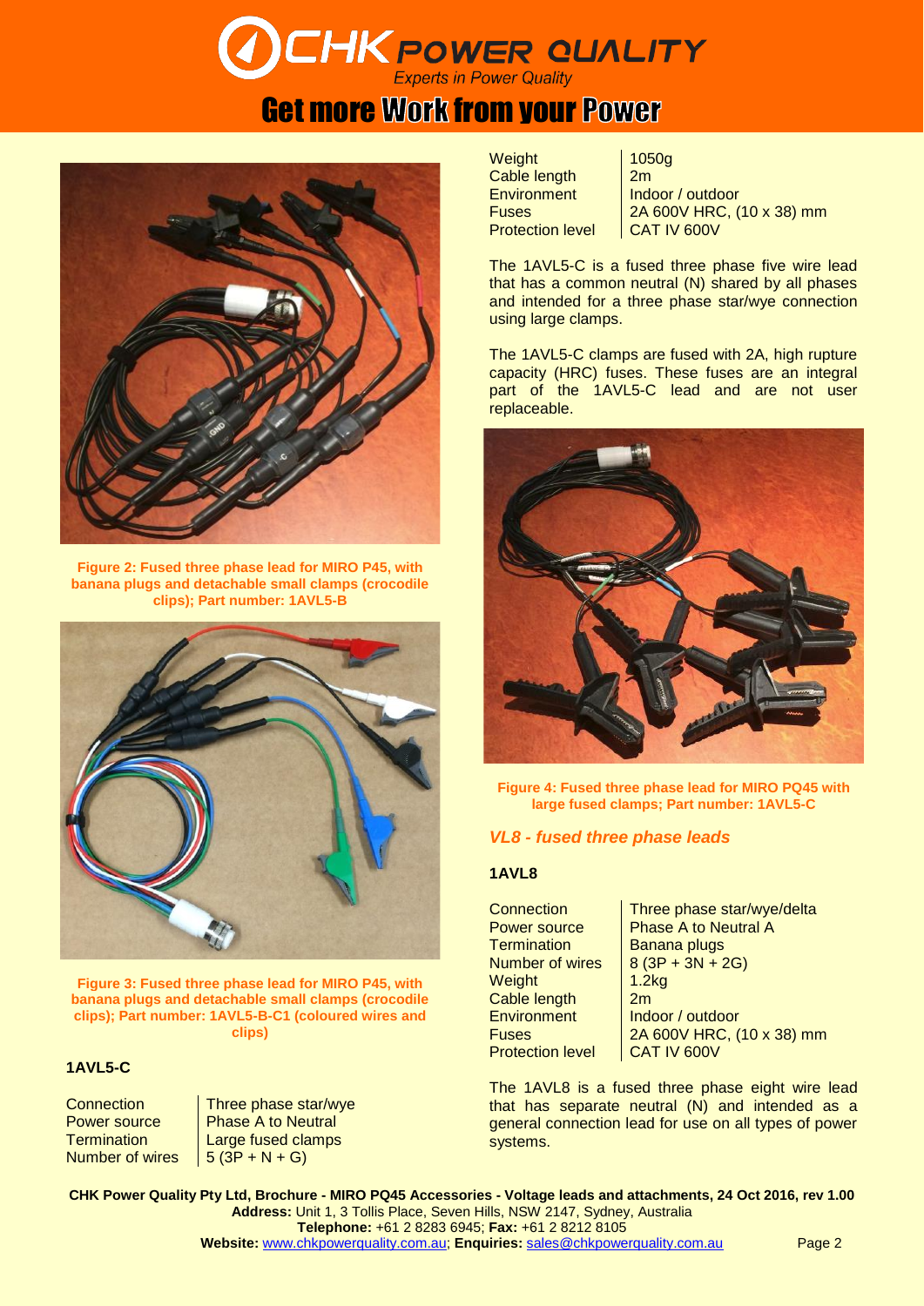Figure 2: Fused three phase lead for MIRO P45, with banana plugs and detachable small clamps (crocodile clips); Part number: 1AVL5-B

Figure 3: Fused three phase lead for MIRO P45, with banana plugs and detachable small clamps (crocodile clips); Part number: 1AVL5-B-C1 (coloured wires and clips)

**1AVL5-C**

| | |
|---|---|
| Connection | Three phase star/wye |
| Power source | Phase A to Neutral |
| Termination | Large fused clamps |
| Number of wires | 5 (3P + N + G) |
| Weight | 1050g |
| Cable length | 2m |
| Environment | Indoor / outdoor |
| Fuses | 2A 600V HRC, (10 x 38) mm |
| Protection level | CAT IV 600V |

The 1AVL5-C is a fused three phase five wire lead that has a common neutral (N) shared by all phases and intended for a three phase star/wye connection using large clamps.

The 1AVL5-C clamps are fused with 2A, high rupture capacity (HRC) fuses. These fuses are an integral part of the 1AVL5-C lead and are not user replaceable.

Figure 4: Fused three phase lead for MIRO PQ45 with large fused clamps; Part number: 1AVL5-C

## *VL8 - fused three phase leads*

**1AVL8**

| | |
|---|---|
| Connection | Three phase star/wye/delta |
| Power source | Phase A to Neutral A |
| Termination | Banana plugs |
| Number of wires | 8 (3P + 3N + 2G) |
| Weight | 1.2kg |
| Cable length | 2m |
| Environment | Indoor / outdoor |
| Fuses | 2A 600V HRC, (10 x 38) mm |
| Protection level | CAT IV 600V |

The 1AVL8 is a fused three phase eight wire lead that has separate neutral (N) and intended as a general connection lead for use on all types of power systems.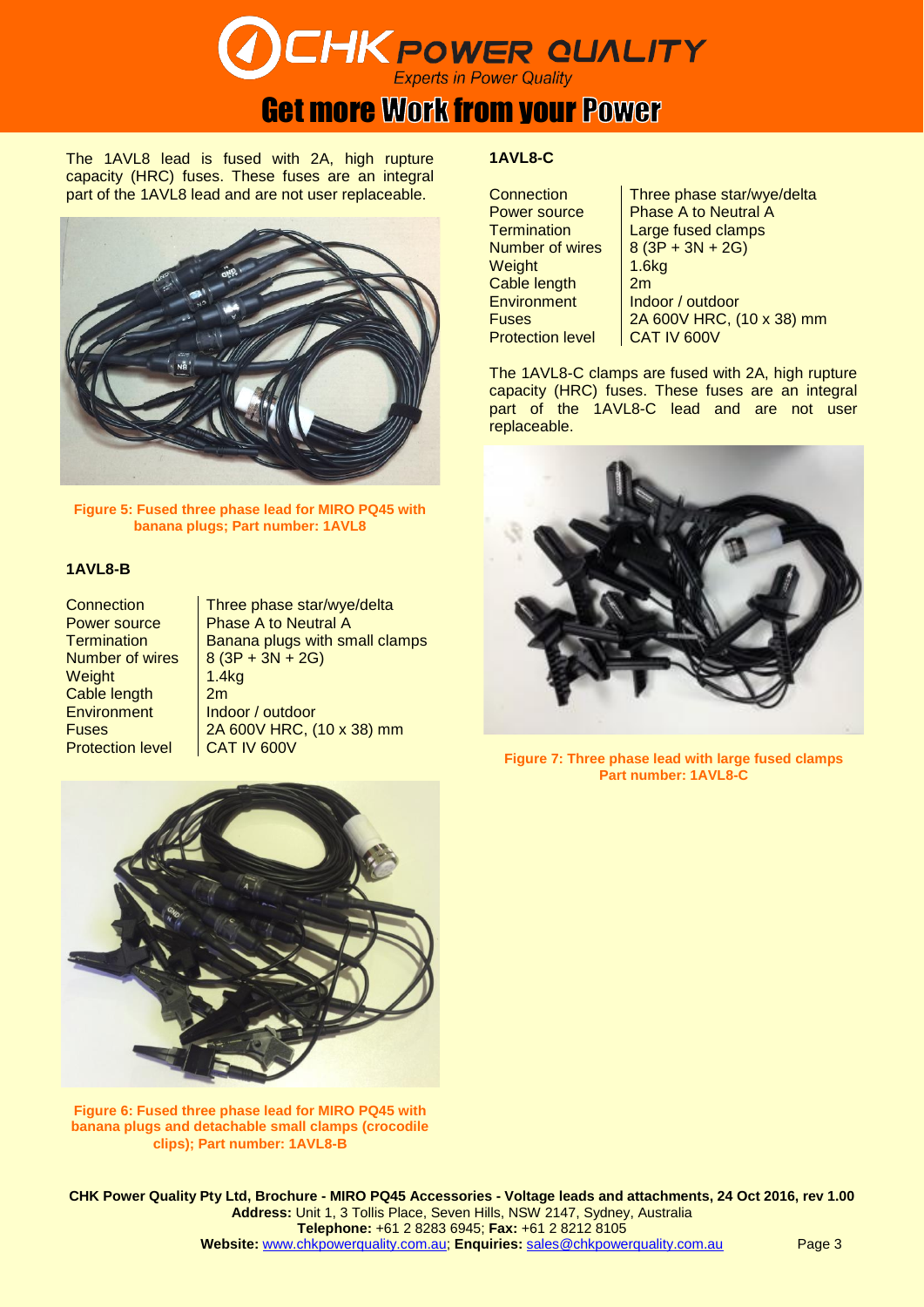The 1AVL8 lead is fused with 2A, high rupture capacity (HRC) fuses. These fuses are an integral part of the 1AVL8 lead and are not user replaceable.

Figure 5: Fused three phase lead for MIRO PQ45 with banana plugs; Part number: 1AVL8

### 1AVL8-B

| | |
|---|---|
| Connection | Three phase star/wye/delta |
| Power source | Phase A to Neutral A |
| Termination | Banana plugs with small clamps |
| Number of wires | 8 (3P + 3N + 2G) |
| Weight | 1.4kg |
| Cable length | 2m |
| Environment | Indoor / outdoor |
| Fuses | 2A 600V HRC, (10 x 38) mm |
| Protection level | CAT IV 600V |

Figure 6: Fused three phase lead for MIRO PQ45 with banana plugs and detachable small clamps (crocodile clips); Part number: 1AVL8-B

### 1AVL8-C

| | |
|---|---|
| Connection | Three phase star/wye/delta |
| Power source | Phase A to Neutral A |
| Termination | Large fused clamps |
| Number of wires | 8 (3P + 3N + 2G) |
| Weight | 1.6kg |
| Cable length | 2m |
| Environment | Indoor / outdoor |
| Fuses | 2A 600V HRC, (10 x 38) mm |
| Protection level | CAT IV 600V |

The 1AVL8-C clamps are fused with 2A, high rupture capacity (HRC) fuses. These fuses are an integral part of the 1AVL8-C lead and are not user replaceable.

Figure 7: Three phase lead with large fused clamps Part number: 1AVL8-C